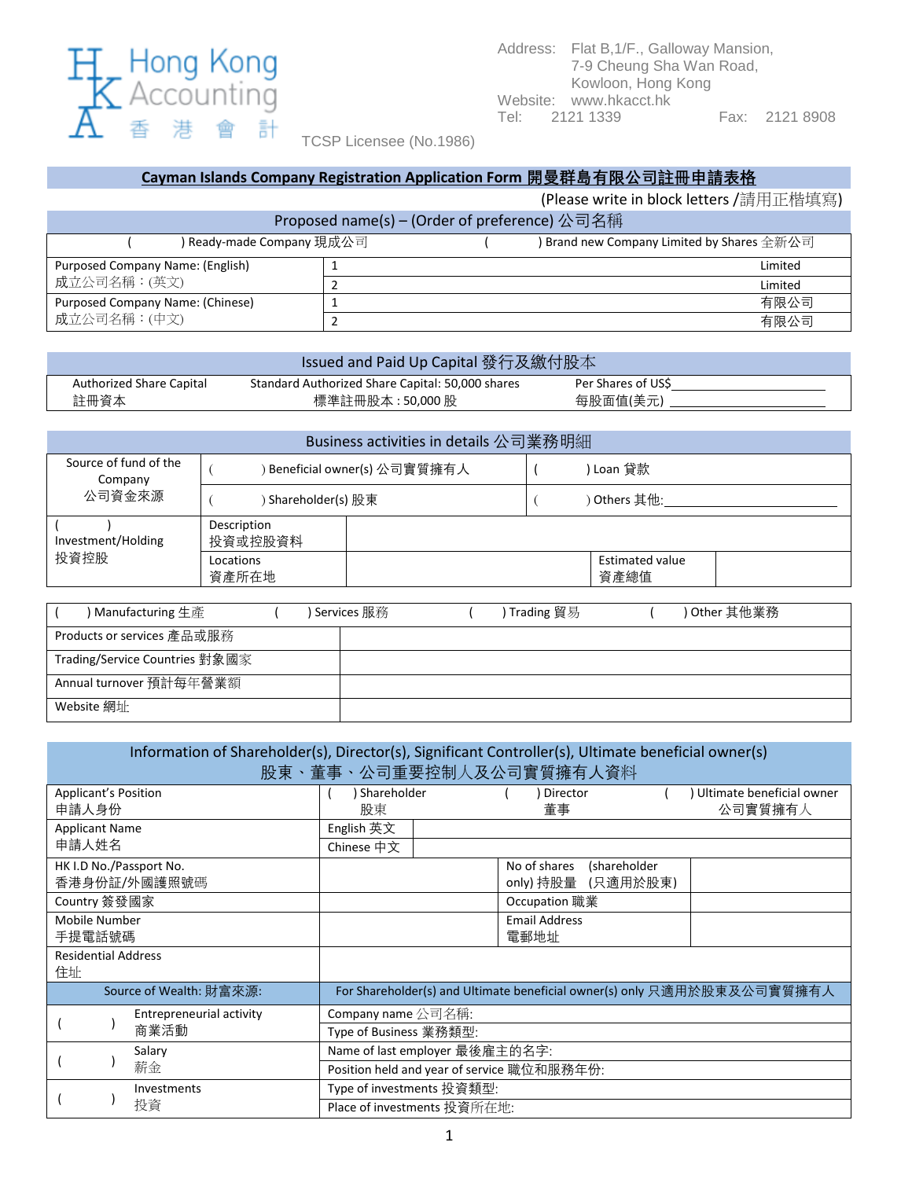Hong Kong Accounting 香港會計

TCSP Licensee (No.1986)

Address: Flat B,1/F., Galloway Mansion, 7-9 Cheung Sha Wan Road, Kowloon, Hong Kong
Website: www.hkacct.hk
Tel: 2121 1339 Fax: 2121 8908

## Cayman Islands Company Registration Application Form 開曼群島有限公司註冊申請表格

(Please write in block letters /請用正楷填寫)

### Proposed name(s) – (Order of preference) 公司名稱

| ( ) Ready-made Company 現成公司 | ( ) Brand new Company Limited by Shares 全新公司 |
|---|---|
| Purposed Company Name: (English) 成立公司名稱：(英文) | 1 Limited |
| | 2 Limited |
| Purposed Company Name: (Chinese) 成立公司名稱：(中文) | 1 有限公司 |
| | 2 有限公司 |

### Issued and Paid Up Capital 發行及繳付股本

| Authorized Share Capital 註冊資本 | Standard Authorized Share Capital: 50,000 shares 標準註冊股本 : 50,000 股 | Per Shares of US$______ 每股面值(美元) ______ |
|---|---|---|

### Business activities in details 公司業務明細

| Source of fund of the Company 公司資金來源 | ( ) Beneficial owner(s) 公司實質擁有人 | ( ) Loan 貸款 | |
|---|---|---|---|
| | ( ) Shareholder(s) 股東 | ( ) Others 其他:______ | |
| ( ) Investment/Holding 投資控股 | Description 投資或控股資料 | | |
| | Locations 資產所在地 | Estimated value 資產總值 | |

| ( ) Manufacturing 生產 ( ) Services 服務 ( ) Trading 貿易 ( ) Other 其他業務 | |
|---|---|
| Products or services 產品或服務 | |
| Trading/Service Countries 對象國家 | |
| Annual turnover 預計每年營業額 | |
| Website 網址 | |

### Information of Shareholder(s), Director(s), Significant Controller(s), Ultimate beneficial owner(s) 股東、董事、公司重要控制人及公司實質擁有人資料

| Applicant's Position 申請人身份 | ( ) Shareholder 股東 | ( ) Director 董事 | ( ) Ultimate beneficial owner 公司實質擁有人 |
|---|---|---|---|
| Applicant Name 申請人姓名 | English 英文 | | |
| | Chinese 中文 | | |
| HK I.D No./Passport No. 香港身份証/外國護照號碼 | | No of shares (shareholder only) 持股量 (只適用於股東) | |
| Country 簽發國家 | | Occupation 職業 | |
| Mobile Number 手提電話號碼 | | Email Address 電郵地址 | |
| Residential Address 住址 | | | |
| **Source of Wealth: 財富來源:** | **For Shareholder(s) and Ultimate beneficial owner(s) only 只適用於股東及公司實質擁有人** | | |
| ( ) Entrepreneurial activity 商業活動 | Company name 公司名稱: | | |
| | Type of Business 業務類型: | | |
| ( ) Salary 薪金 | Name of last employer 最後雇主的名字: | | |
| | Position held and year of service 職位和服務年份: | | |
| ( ) Investments 投資 | Type of investments 投資類型: | | |
| | Place of investments 投資所在地: | | |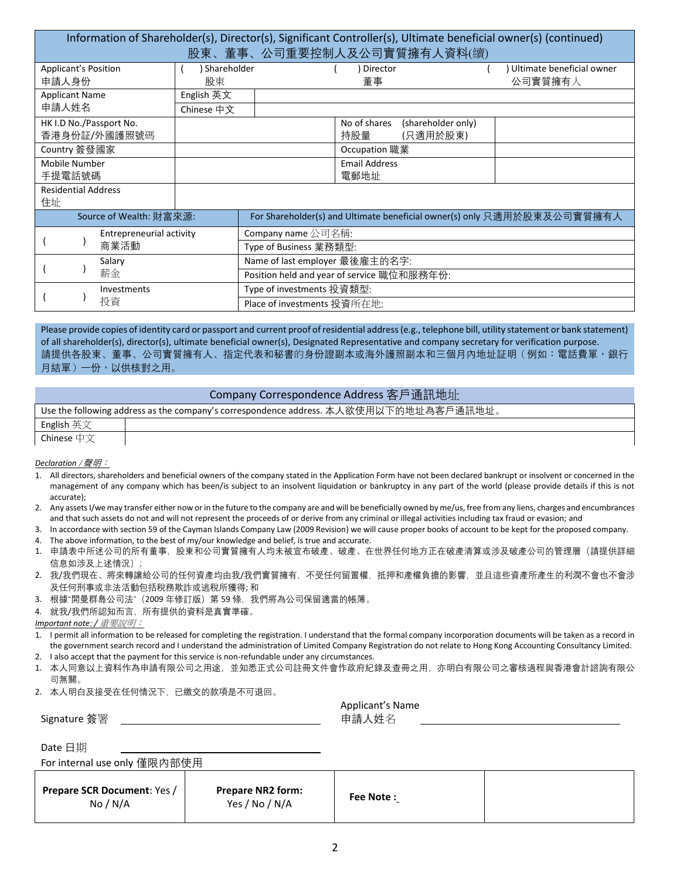| Information of Shareholder(s), Director(s), Significant Controller(s), Ultimate beneficial owner(s) (continued) 股東、董事、公司重要控制人及公司實質擁有人資料(續) | | | |
|---|---|---|---|
| Applicant's Position 申請人身份 | ( ) Shareholder 股東 | ( ) Director 董事 | ( ) Ultimate beneficial owner 公司實質擁有人 |
| Applicant Name 申請人姓名 | English 英文 | | |
| | Chinese 中文 | | |
| HK I.D No./Passport No. 香港身份証/外國護照號碼 | | No of shares (shareholder only) 持股量 (只適用於股東) | |
| Country 簽發國家 | | Occupation 職業 | |
| Mobile Number 手提電話號碼 | | Email Address 電郵地址 | |
| Residential Address 住址 | | | |

| Source of Wealth: 財富來源: | For Shareholder(s) and Ultimate beneficial owner(s) only 只適用於股東及公司實質擁有人 |
|---|---|
| ( ) Entrepreneurial activity 商業活動 | Company name 公司名稱: |
| | Type of Business 業務類型: |
| ( ) Salary 薪金 | Name of last employer 最後雇主的名字: |
| | Position held and year of service 職位和服務年份: |
| ( ) Investments 投資 | Type of investments 投資類型: |
| | Place of investments 投資所在地: |

Please provide copies of identity card or passport and current proof of residential address (e.g., telephone bill, utility statement or bank statement) of all shareholder(s), director(s), ultimate beneficial owner(s), Designated Representative and company secretary for verification purpose.
請提供各股東、董事、公司實質擁有人、指定代表和秘書的身份證副本或海外護照副本和三個月內地址証明（例如：電話費單，銀行月結單）一份，以供核對之用。

| Company Correspondence Address 客戶通訊地址 | |
|---|---|
| Use the following address as the company's correspondence address. 本人欲使用以下的地址為客戶通訊地址。 | |
| English 英文 | |
| Chinese 中文 | |

*Declaration / 聲明：*

1. All directors, shareholders and beneficial owners of the company stated in the Application Form have not been declared bankrupt or insolvent or concerned in the management of any company which has been/is subject to an insolvent liquidation or bankruptcy in any part of the world (please provide details if this is not accurate);
2. Any assets I/we may transfer either now or in the future to the company are and will be beneficially owned by me/us, free from any liens, charges and encumbrances and that such assets do not and will not represent the proceeds of or derive from any criminal or illegal activities including tax fraud or evasion; and
3. In accordance with section 59 of the Cayman Islands Company Law (2009 Revision) we will cause proper books of account to be kept for the proposed company.
4. The above information, to the best of my/our knowledge and belief, is true and accurate.

1. 申請表中所述公司的所有董事，股東和公司實質擁有人均未被宣布破產、破產、在世界任何地方正在破產清算或涉及破產公司的管理層（請提供詳細信息如涉及上述情況）;
2. 我/我們現在、將來轉讓給公司的任何資產均由我/我們實質擁有，不受任何留置權，抵押和產權負擔的影響，並且這些資產所產生的利潤不會也不會涉及任何刑事或非法活動包括稅務欺詐或逃稅所獲得; 和
3. 根據"開曼群島公司法"（2009 年修訂版）第 59 條，我們將為公司保留適當的帳簿。
4. 就我/我們所認知而言，所有提供的資料是真實準確。

*Important note: / 重要說明：*

1. I permit all information to be released for completing the registration. I understand that the formal company incorporation documents will be taken as a record in the government search record and I understand the administration of Limited Company Registration do not relate to Hong Kong Accounting Consultancy Limited.
2. I also accept that the payment for this service is non-refundable under any circumstances.

1. 本人同意以上資料作為申請有限公司之用途，並知悉正式公司註冊文件會作政府紀錄及查冊之用，亦明白有限公司之審核過程與香港會計諮詢有限公司無關。
2. 本人明白及接受在任何情況下，已繳交的款項是不可退回。

Signature 簽署 ____________________ Applicant's Name 申請人姓名 ____________________

Date 日期 ____________________

For internal use only 僅限內部使用

| | | | |
|---|---|---|---|
| **Prepare SCR Document**: Yes / No / N/A | **Prepare NR2 form:** Yes / No / N/A | **Fee Note :** | |